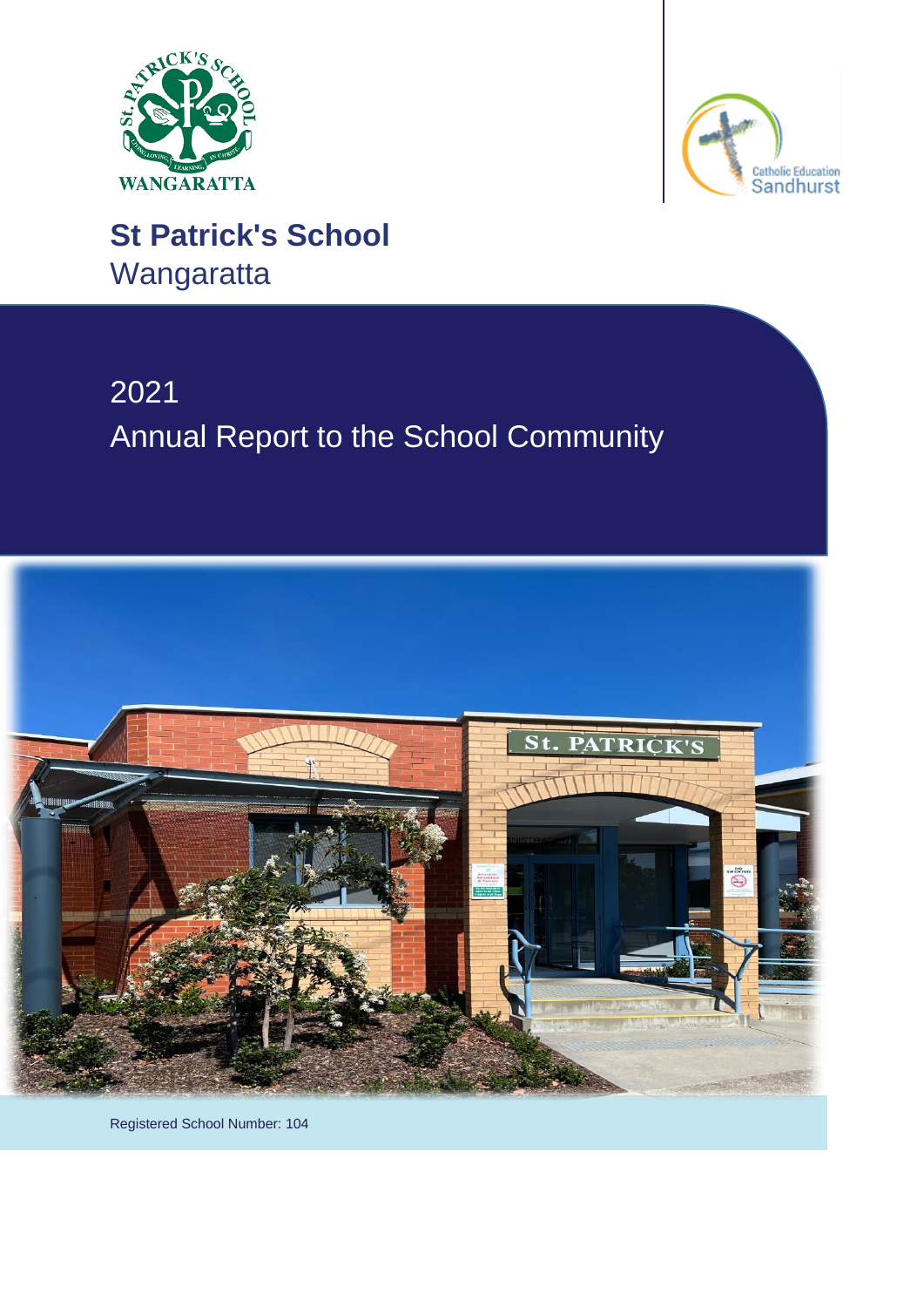# St Patrick's School

Wangaratta

## 2021

## Annual Report to the School Community

Registered School Number: 104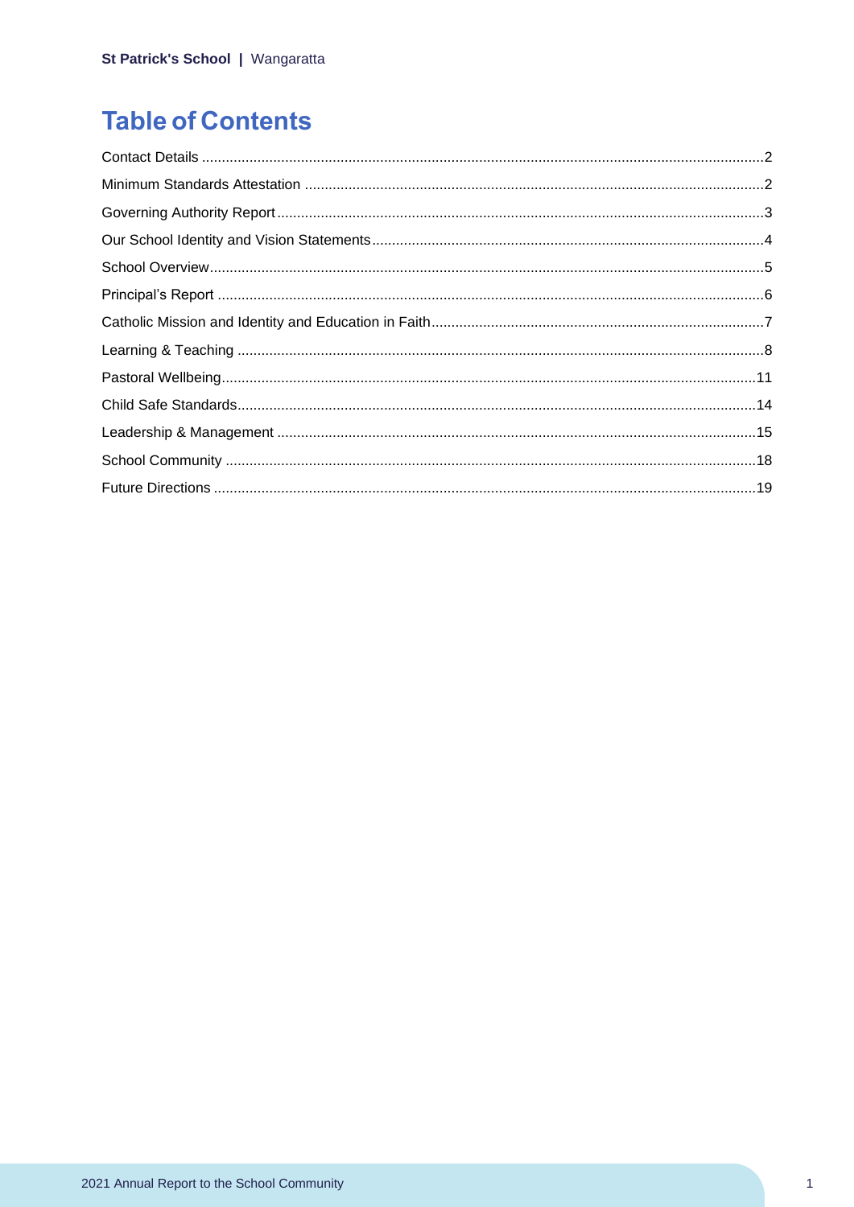# Table of Contents

Contact Details ....................................................................2
Minimum Standards Attestation ....................................................2
Governing Authority Report ........................................................3
Our School Identity and Vision Statements ....................................4
School Overview ......................................................................5
Principal's Report ....................................................................6
Catholic Mission and Identity and Education in Faith ......................7
Learning & Teaching .................................................................8
Pastoral Wellbeing ...................................................................11
Child Safe Standards ................................................................14
Leadership & Management ........................................................15
School Community ...................................................................18
Future Directions .....................................................................19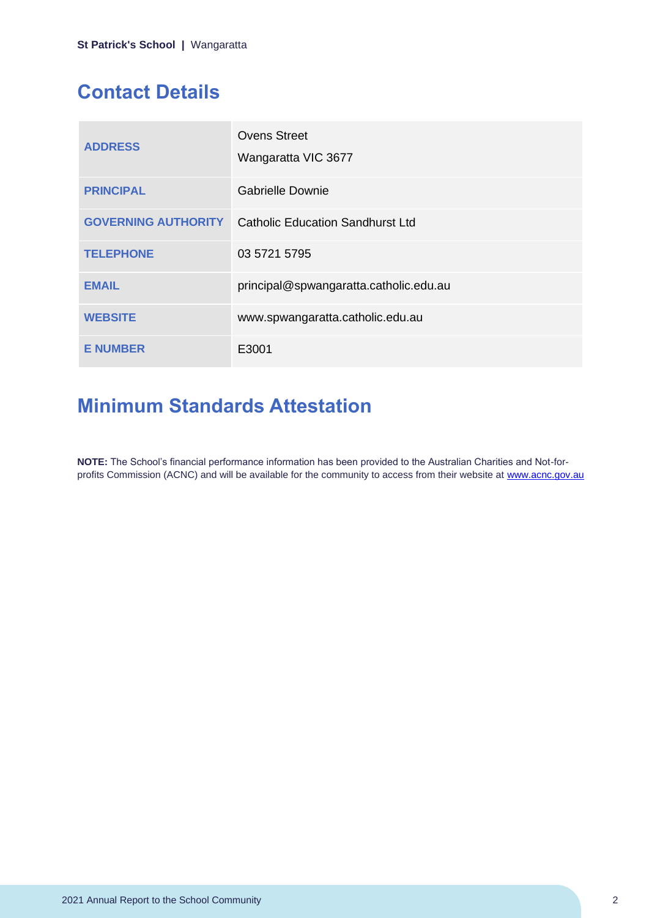## Contact Details

| | |
|---|---|
| **ADDRESS** | Ovens Street<br>Wangaratta VIC 3677 |
| **PRINCIPAL** | Gabrielle Downie |
| **GOVERNING AUTHORITY** | Catholic Education Sandhurst Ltd |
| **TELEPHONE** | 03 5721 5795 |
| **EMAIL** | principal@spwangaratta.catholic.edu.au |
| **WEBSITE** | www.spwangaratta.catholic.edu.au |
| **E NUMBER** | E3001 |

## Minimum Standards Attestation

**NOTE:** The School's financial performance information has been provided to the Australian Charities and Not-for-profits Commission (ACNC) and will be available for the community to access from their website at www.acnc.gov.au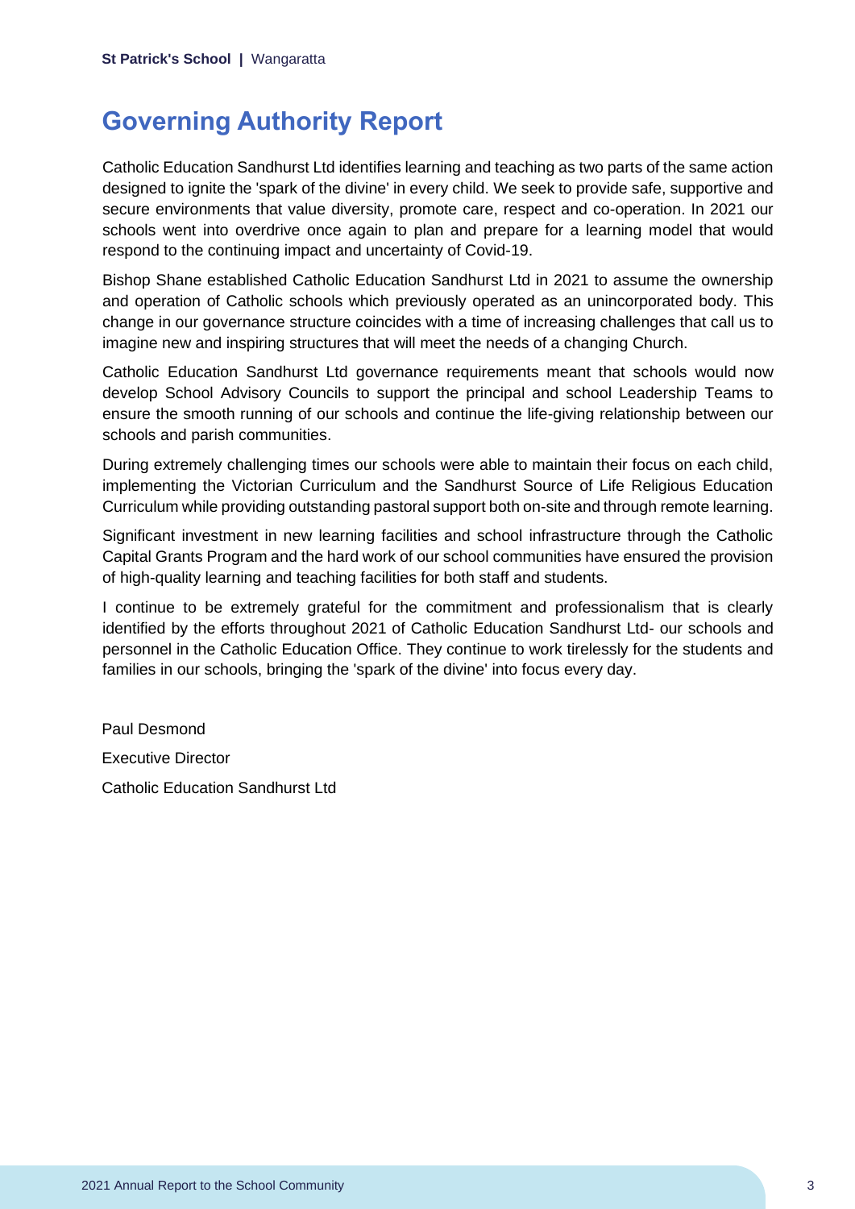# Governing Authority Report

Catholic Education Sandhurst Ltd identifies learning and teaching as two parts of the same action designed to ignite the 'spark of the divine' in every child. We seek to provide safe, supportive and secure environments that value diversity, promote care, respect and co-operation. In 2021 our schools went into overdrive once again to plan and prepare for a learning model that would respond to the continuing impact and uncertainty of Covid-19.

Bishop Shane established Catholic Education Sandhurst Ltd in 2021 to assume the ownership and operation of Catholic schools which previously operated as an unincorporated body. This change in our governance structure coincides with a time of increasing challenges that call us to imagine new and inspiring structures that will meet the needs of a changing Church.

Catholic Education Sandhurst Ltd governance requirements meant that schools would now develop School Advisory Councils to support the principal and school Leadership Teams to ensure the smooth running of our schools and continue the life-giving relationship between our schools and parish communities.

During extremely challenging times our schools were able to maintain their focus on each child, implementing the Victorian Curriculum and the Sandhurst Source of Life Religious Education Curriculum while providing outstanding pastoral support both on-site and through remote learning.

Significant investment in new learning facilities and school infrastructure through the Catholic Capital Grants Program and the hard work of our school communities have ensured the provision of high-quality learning and teaching facilities for both staff and students.

I continue to be extremely grateful for the commitment and professionalism that is clearly identified by the efforts throughout 2021 of Catholic Education Sandhurst Ltd- our schools and personnel in the Catholic Education Office. They continue to work tirelessly for the students and families in our schools, bringing the 'spark of the divine' into focus every day.

Paul Desmond

Executive Director

Catholic Education Sandhurst Ltd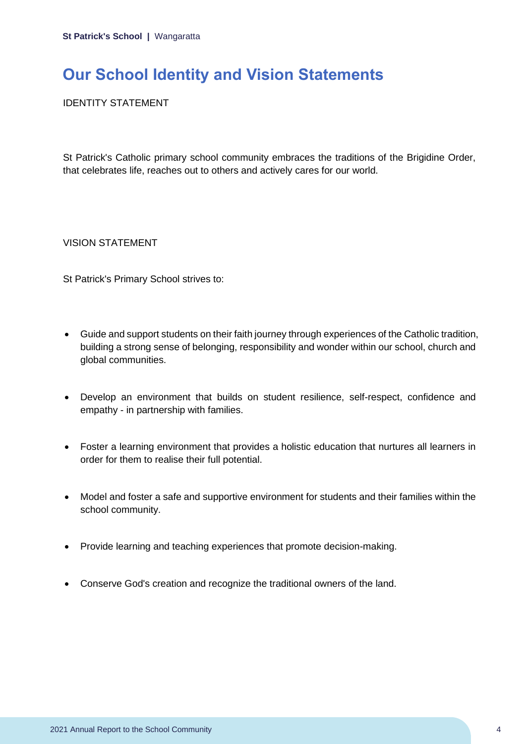# Our School Identity and Vision Statements

IDENTITY STATEMENT

St Patrick's Catholic primary school community embraces the traditions of the Brigidine Order, that celebrates life, reaches out to others and actively cares for our world.

VISION STATEMENT

St Patrick's Primary School strives to:

- Guide and support students on their faith journey through experiences of the Catholic tradition, building a strong sense of belonging, responsibility and wonder within our school, church and global communities.
- Develop an environment that builds on student resilience, self-respect, confidence and empathy - in partnership with families.
- Foster a learning environment that provides a holistic education that nurtures all learners in order for them to realise their full potential.
- Model and foster a safe and supportive environment for students and their families within the school community.
- Provide learning and teaching experiences that promote decision-making.
- Conserve God's creation and recognize the traditional owners of the land.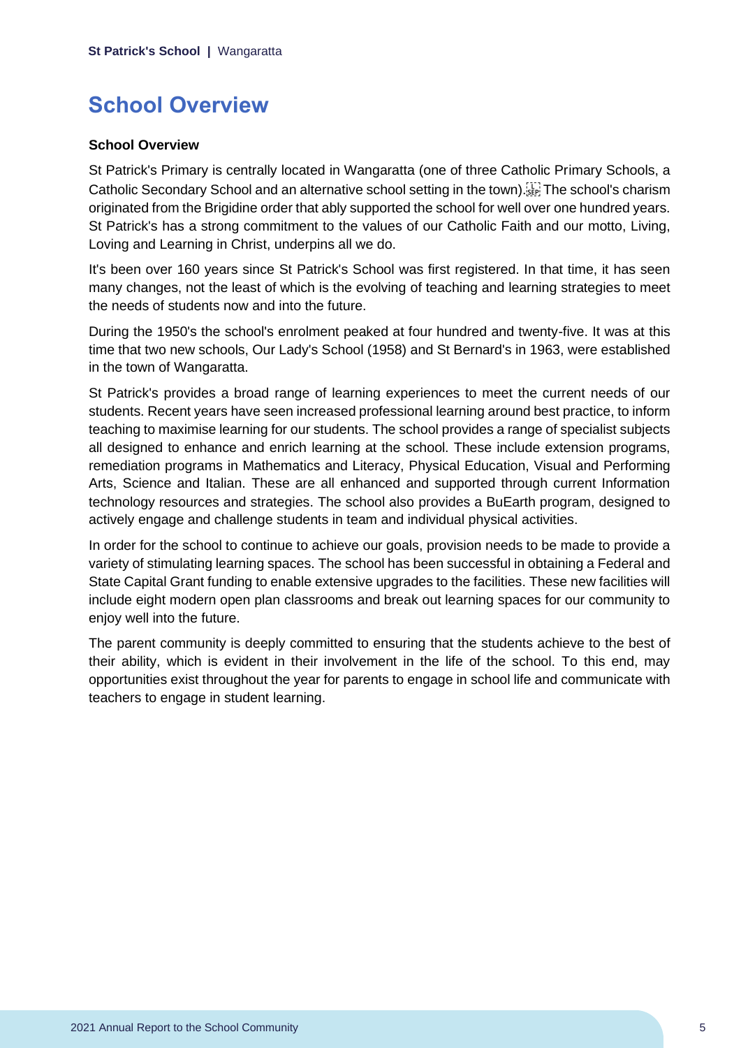# School Overview

**School Overview**

St Patrick's Primary is centrally located in Wangaratta (one of three Catholic Primary Schools, a Catholic Secondary School and an alternative school setting in the town). The school's charism originated from the Brigidine order that ably supported the school for well over one hundred years. St Patrick's has a strong commitment to the values of our Catholic Faith and our motto, Living, Loving and Learning in Christ, underpins all we do.

It's been over 160 years since St Patrick's School was first registered. In that time, it has seen many changes, not the least of which is the evolving of teaching and learning strategies to meet the needs of students now and into the future.

During the 1950's the school's enrolment peaked at four hundred and twenty-five. It was at this time that two new schools, Our Lady's School (1958) and St Bernard's in 1963, were established in the town of Wangaratta.

St Patrick's provides a broad range of learning experiences to meet the current needs of our students. Recent years have seen increased professional learning around best practice, to inform teaching to maximise learning for our students. The school provides a range of specialist subjects all designed to enhance and enrich learning at the school. These include extension programs, remediation programs in Mathematics and Literacy, Physical Education, Visual and Performing Arts, Science and Italian. These are all enhanced and supported through current Information technology resources and strategies. The school also provides a BuEarth program, designed to actively engage and challenge students in team and individual physical activities.

In order for the school to continue to achieve our goals, provision needs to be made to provide a variety of stimulating learning spaces. The school has been successful in obtaining a Federal and State Capital Grant funding to enable extensive upgrades to the facilities. These new facilities will include eight modern open plan classrooms and break out learning spaces for our community to enjoy well into the future.

The parent community is deeply committed to ensuring that the students achieve to the best of their ability, which is evident in their involvement in the life of the school. To this end, may opportunities exist throughout the year for parents to engage in school life and communicate with teachers to engage in student learning.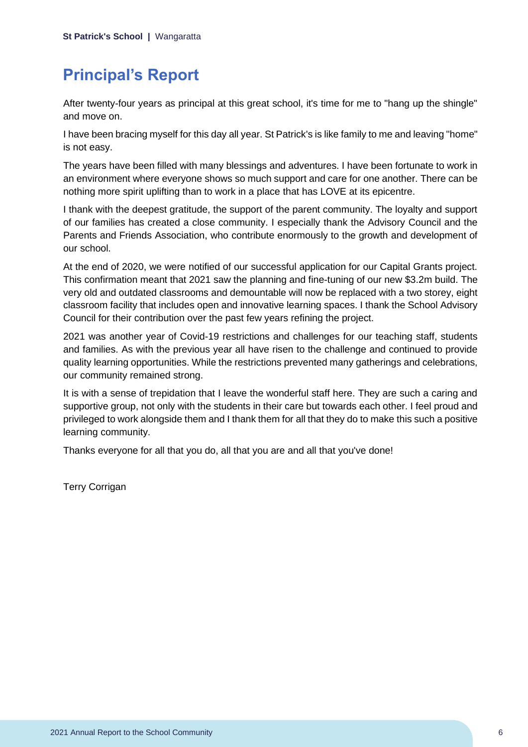## Principal's Report

After twenty-four years as principal at this great school, it's time for me to "hang up the shingle" and move on.

I have been bracing myself for this day all year. St Patrick's is like family to me and leaving "home" is not easy.

The years have been filled with many blessings and adventures. I have been fortunate to work in an environment where everyone shows so much support and care for one another. There can be nothing more spirit uplifting than to work in a place that has LOVE at its epicentre.

I thank with the deepest gratitude, the support of the parent community. The loyalty and support of our families has created a close community. I especially thank the Advisory Council and the Parents and Friends Association, who contribute enormously to the growth and development of our school.

At the end of 2020, we were notified of our successful application for our Capital Grants project. This confirmation meant that 2021 saw the planning and fine-tuning of our new $3.2m build. The very old and outdated classrooms and demountable will now be replaced with a two storey, eight classroom facility that includes open and innovative learning spaces. I thank the School Advisory Council for their contribution over the past few years refining the project.

2021 was another year of Covid-19 restrictions and challenges for our teaching staff, students and families. As with the previous year all have risen to the challenge and continued to provide quality learning opportunities. While the restrictions prevented many gatherings and celebrations, our community remained strong.

It is with a sense of trepidation that I leave the wonderful staff here. They are such a caring and supportive group, not only with the students in their care but towards each other. I feel proud and privileged to work alongside them and I thank them for all that they do to make this such a positive learning community.

Thanks everyone for all that you do, all that you are and all that you've done!

Terry Corrigan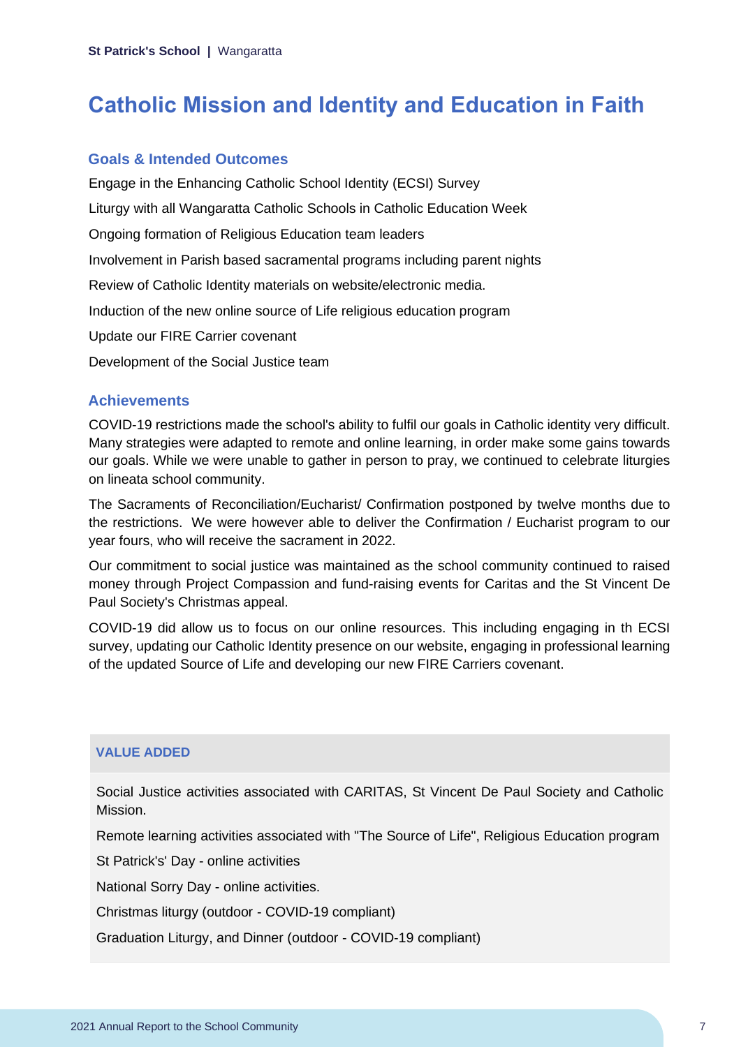# Catholic Mission and Identity and Education in Faith

## Goals & Intended Outcomes

Engage in the Enhancing Catholic School Identity (ECSI) Survey

Liturgy with all Wangaratta Catholic Schools in Catholic Education Week

Ongoing formation of Religious Education team leaders

Involvement in Parish based sacramental programs including parent nights

Review of Catholic Identity materials on website/electronic media.

Induction of the new online source of Life religious education program

Update our FIRE Carrier covenant

Development of the Social Justice team

## Achievements

COVID-19 restrictions made the school's ability to fulfil our goals in Catholic identity very difficult. Many strategies were adapted to remote and online learning, in order make some gains towards our goals. While we were unable to gather in person to pray, we continued to celebrate liturgies on lineata school community.

The Sacraments of Reconciliation/Eucharist/ Confirmation postponed by twelve months due to the restrictions. We were however able to deliver the Confirmation / Eucharist program to our year fours, who will receive the sacrament in 2022.

Our commitment to social justice was maintained as the school community continued to raised money through Project Compassion and fund-raising events for Caritas and the St Vincent De Paul Society's Christmas appeal.

COVID-19 did allow us to focus on our online resources. This including engaging in th ECSI survey, updating our Catholic Identity presence on our website, engaging in professional learning of the updated Source of Life and developing our new FIRE Carriers covenant.

### VALUE ADDED

Social Justice activities associated with CARITAS, St Vincent De Paul Society and Catholic Mission.

Remote learning activities associated with "The Source of Life", Religious Education program

St Patrick's' Day - online activities

National Sorry Day - online activities.

Christmas liturgy (outdoor - COVID-19 compliant)

Graduation Liturgy, and Dinner (outdoor - COVID-19 compliant)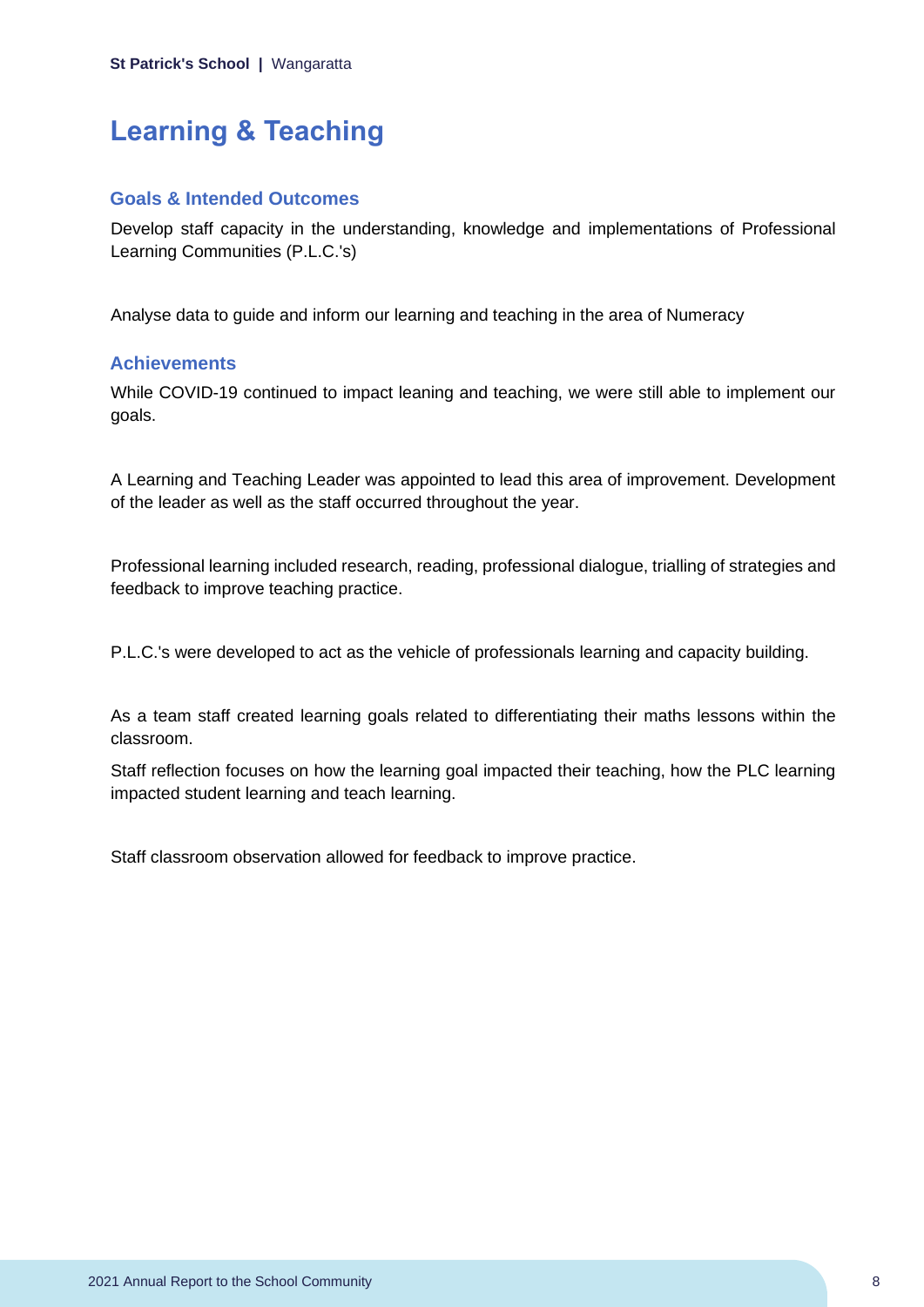# Learning & Teaching

## Goals & Intended Outcomes

Develop staff capacity in the understanding, knowledge and implementations of Professional Learning Communities (P.L.C.'s)

Analyse data to guide and inform our learning and teaching in the area of Numeracy

## Achievements

While COVID-19 continued to impact leaning and teaching, we were still able to implement our goals.

A Learning and Teaching Leader was appointed to lead this area of improvement. Development of the leader as well as the staff occurred throughout the year.

Professional learning included research, reading, professional dialogue, trialling of strategies and feedback to improve teaching practice.

P.L.C.'s were developed to act as the vehicle of professionals learning and capacity building.

As a team staff created learning goals related to differentiating their maths lessons within the classroom.

Staff reflection focuses on how the learning goal impacted their teaching, how the PLC learning impacted student learning and teach learning.

Staff classroom observation allowed for feedback to improve practice.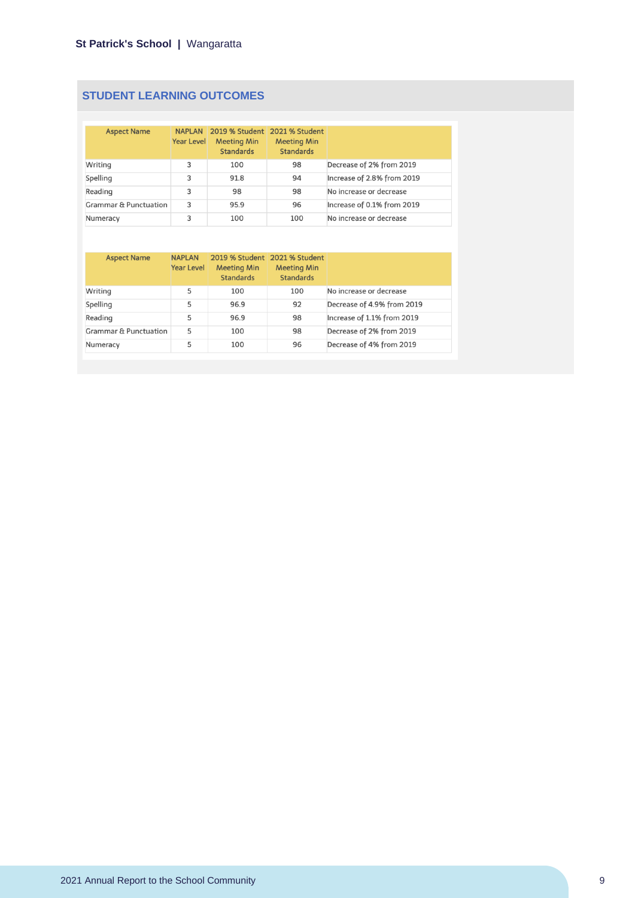## STUDENT LEARNING OUTCOMES

| Aspect Name | NAPLAN Year Level | 2019 % Student Meeting Min Standards | 2021 % Student Meeting Min Standards | |
|---|---|---|---|---|
| Writing | 3 | 100 | 98 | Decrease of 2% from 2019 |
| Spelling | 3 | 91.8 | 94 | Increase of 2.8% from 2019 |
| Reading | 3 | 98 | 98 | No increase or decrease |
| Grammar & Punctuation | 3 | 95.9 | 96 | Increase of 0.1% from 2019 |
| Numeracy | 3 | 100 | 100 | No increase or decrease |

| Aspect Name | NAPLAN Year Level | 2019 % Student Meeting Min Standards | 2021 % Student Meeting Min Standards | |
|---|---|---|---|---|
| Writing | 5 | 100 | 100 | No increase or decrease |
| Spelling | 5 | 96.9 | 92 | Decrease of 4.9% from 2019 |
| Reading | 5 | 96.9 | 98 | Increase of 1.1% from 2019 |
| Grammar & Punctuation | 5 | 100 | 98 | Decrease of 2% from 2019 |
| Numeracy | 5 | 100 | 96 | Decrease of 4% from 2019 |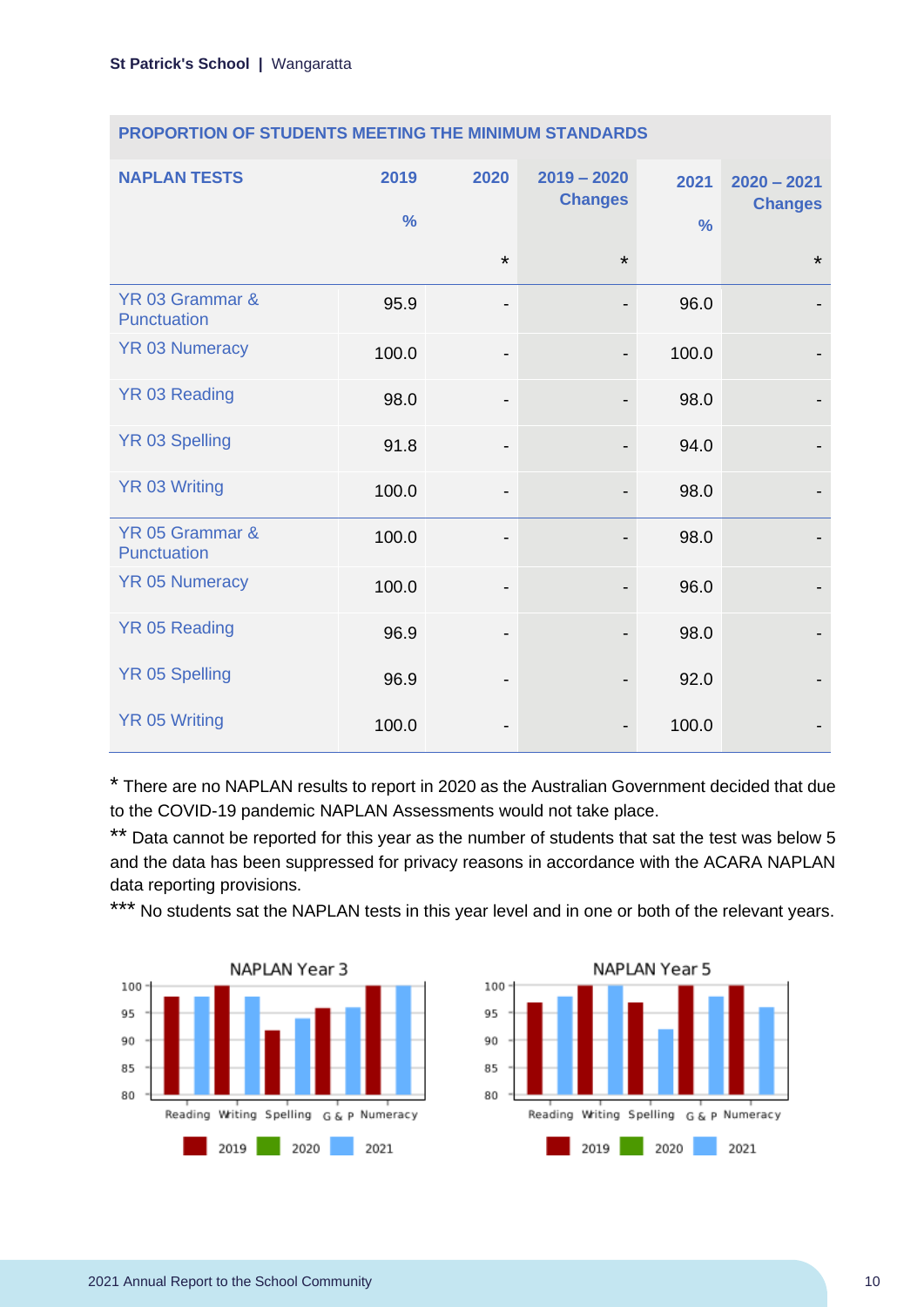| PROPORTION OF STUDENTS MEETING THE MINIMUM STANDARDS | | | | | |
|---|---|---|---|---|---|
| NAPLAN TESTS | 2019 % | 2020 * | 2019 – 2020 Changes * | 2021 % | 2020 – 2021 Changes * |
| YR 03 Grammar & Punctuation | 95.9 | - | - | 96.0 | - |
| YR 03 Numeracy | 100.0 | - | - | 100.0 | - |
| YR 03 Reading | 98.0 | - | - | 98.0 | - |
| YR 03 Spelling | 91.8 | - | - | 94.0 | - |
| YR 03 Writing | 100.0 | - | - | 98.0 | - |
| YR 05 Grammar & Punctuation | 100.0 | - | - | 98.0 | - |
| YR 05 Numeracy | 100.0 | - | - | 96.0 | - |
| YR 05 Reading | 96.9 | - | - | 98.0 | - |
| YR 05 Spelling | 96.9 | - | - | 92.0 | - |
| YR 05 Writing | 100.0 | - | - | 100.0 | - |

* There are no NAPLAN results to report in 2020 as the Australian Government decided that due to the COVID-19 pandemic NAPLAN Assessments would not take place.

** Data cannot be reported for this year as the number of students that sat the test was below 5 and the data has been suppressed for privacy reasons in accordance with the ACARA NAPLAN data reporting provisions.

*** No students sat the NAPLAN tests in this year level and in one or both of the relevant years.

NAPLAN Year 3

100
95
90
85
80

Reading Writing Spelling G & P Numeracy

2019 2020 2021

NAPLAN Year 5

100
95
90
85
80

Reading Writing Spelling G & P Numeracy

2019 2020 2021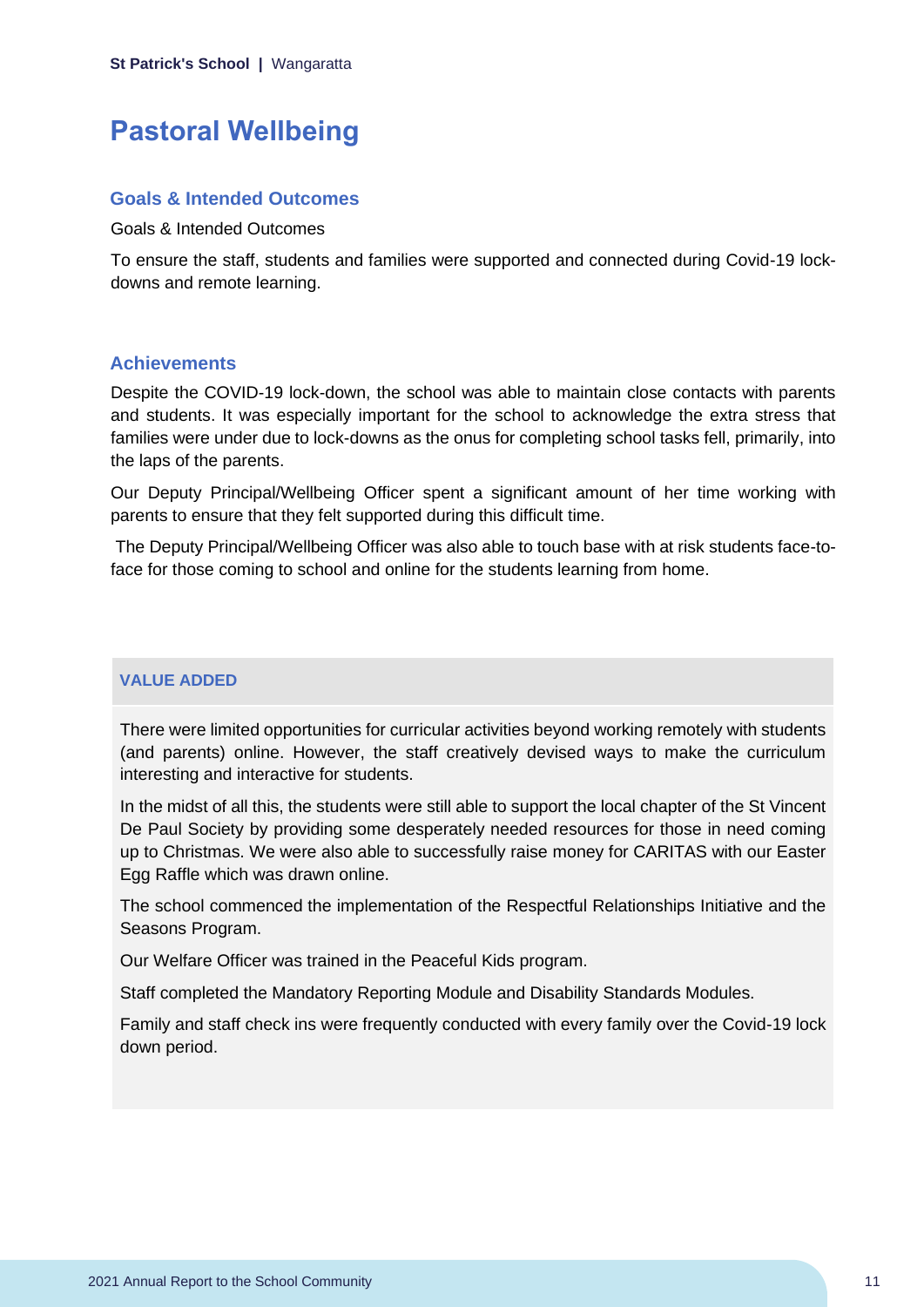# Pastoral Wellbeing

## Goals & Intended Outcomes

Goals & Intended Outcomes

To ensure the staff, students and families were supported and connected during Covid-19 lock-downs and remote learning.

## Achievements

Despite the COVID-19 lock-down, the school was able to maintain close contacts with parents and students. It was especially important for the school to acknowledge the extra stress that families were under due to lock-downs as the onus for completing school tasks fell, primarily, into the laps of the parents.

Our Deputy Principal/Wellbeing Officer spent a significant amount of her time working with parents to ensure that they felt supported during this difficult time.

The Deputy Principal/Wellbeing Officer was also able to touch base with at risk students face-to-face for those coming to school and online for the students learning from home.

### VALUE ADDED

There were limited opportunities for curricular activities beyond working remotely with students (and parents) online. However, the staff creatively devised ways to make the curriculum interesting and interactive for students.

In the midst of all this, the students were still able to support the local chapter of the St Vincent De Paul Society by providing some desperately needed resources for those in need coming up to Christmas. We were also able to successfully raise money for CARITAS with our Easter Egg Raffle which was drawn online.

The school commenced the implementation of the Respectful Relationships Initiative and the Seasons Program.

Our Welfare Officer was trained in the Peaceful Kids program.

Staff completed the Mandatory Reporting Module and Disability Standards Modules.

Family and staff check ins were frequently conducted with every family over the Covid-19 lock down period.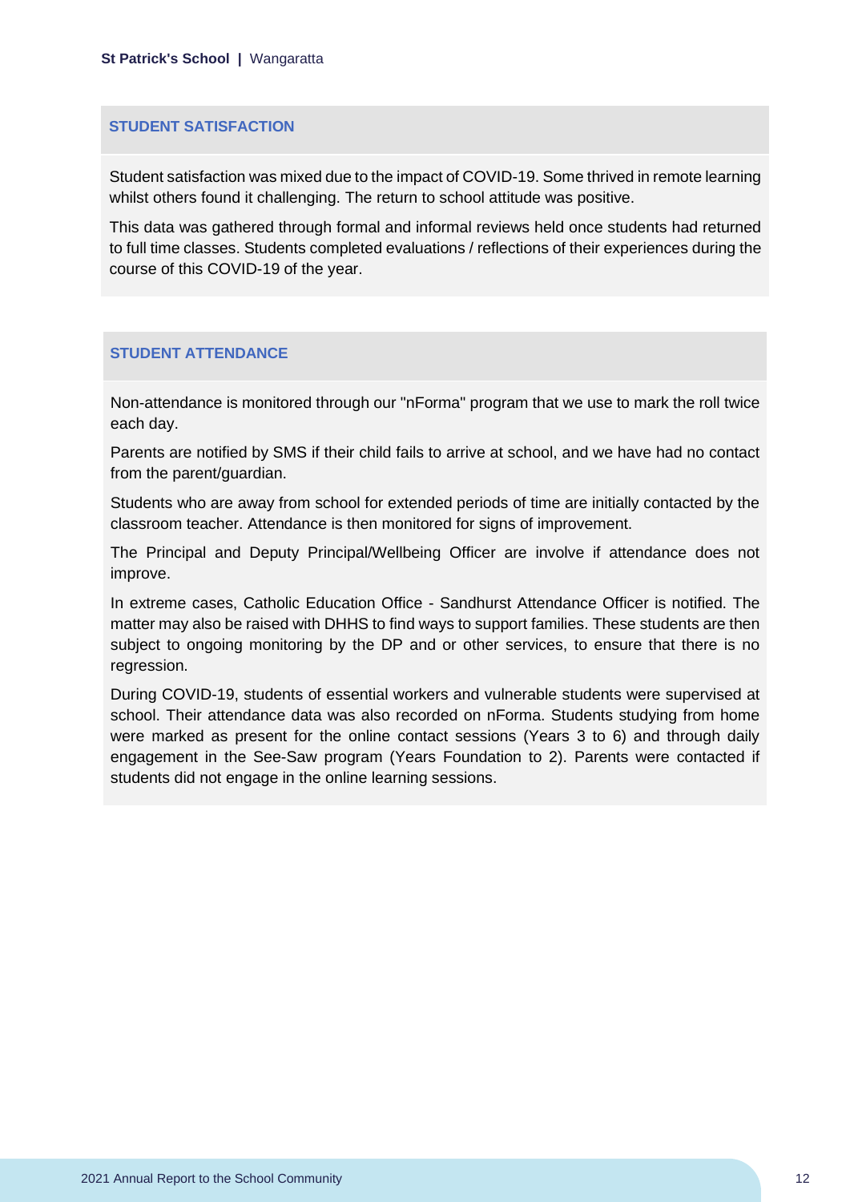## STUDENT SATISFACTION

Student satisfaction was mixed due to the impact of COVID-19. Some thrived in remote learning whilst others found it challenging. The return to school attitude was positive.

This data was gathered through formal and informal reviews held once students had returned to full time classes. Students completed evaluations / reflections of their experiences during the course of this COVID-19 of the year.

## STUDENT ATTENDANCE

Non-attendance is monitored through our "nForma" program that we use to mark the roll twice each day.

Parents are notified by SMS if their child fails to arrive at school, and we have had no contact from the parent/guardian.

Students who are away from school for extended periods of time are initially contacted by the classroom teacher. Attendance is then monitored for signs of improvement.

The Principal and Deputy Principal/Wellbeing Officer are involve if attendance does not improve.

In extreme cases, Catholic Education Office - Sandhurst Attendance Officer is notified. The matter may also be raised with DHHS to find ways to support families. These students are then subject to ongoing monitoring by the DP and or other services, to ensure that there is no regression.

During COVID-19, students of essential workers and vulnerable students were supervised at school. Their attendance data was also recorded on nForma. Students studying from home were marked as present for the online contact sessions (Years 3 to 6) and through daily engagement in the See-Saw program (Years Foundation to 2). Parents were contacted if students did not engage in the online learning sessions.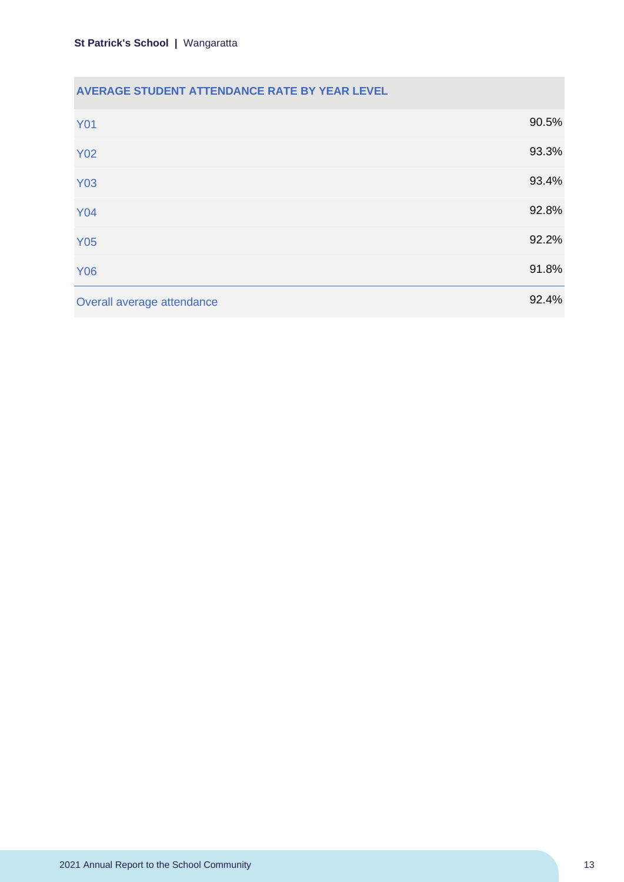| AVERAGE STUDENT ATTENDANCE RATE BY YEAR LEVEL | |
|---|---|
| Y01 | 90.5% |
| Y02 | 93.3% |
| Y03 | 93.4% |
| Y04 | 92.8% |
| Y05 | 92.2% |
| Y06 | 91.8% |
| Overall average attendance | 92.4% |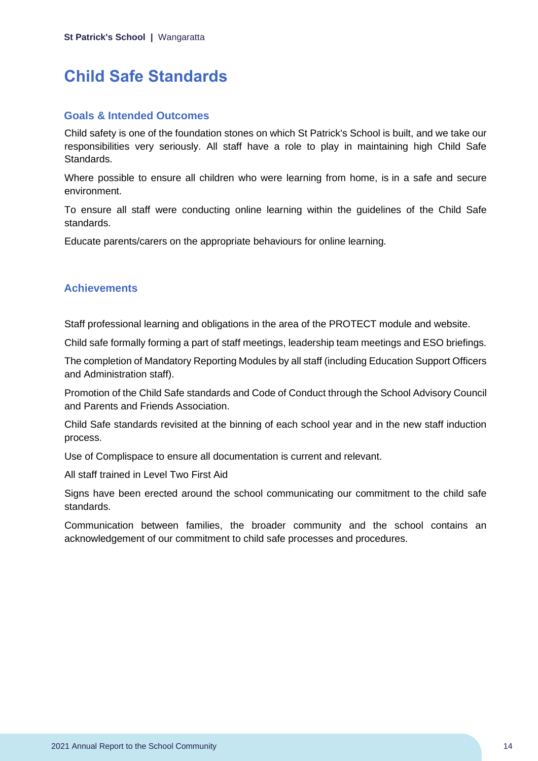# Child Safe Standards

## Goals & Intended Outcomes

Child safety is one of the foundation stones on which St Patrick's School is built, and we take our responsibilities very seriously. All staff have a role to play in maintaining high Child Safe Standards.

Where possible to ensure all children who were learning from home, is in a safe and secure environment.

To ensure all staff were conducting online learning within the guidelines of the Child Safe standards.

Educate parents/carers on the appropriate behaviours for online learning.

## Achievements

Staff professional learning and obligations in the area of the PROTECT module and website.

Child safe formally forming a part of staff meetings, leadership team meetings and ESO briefings.

The completion of Mandatory Reporting Modules by all staff (including Education Support Officers and Administration staff).

Promotion of the Child Safe standards and Code of Conduct through the School Advisory Council and Parents and Friends Association.

Child Safe standards revisited at the binning of each school year and in the new staff induction process.

Use of Complispace to ensure all documentation is current and relevant.

All staff trained in Level Two First Aid

Signs have been erected around the school communicating our commitment to the child safe standards.

Communication between families, the broader community and the school contains an acknowledgement of our commitment to child safe processes and procedures.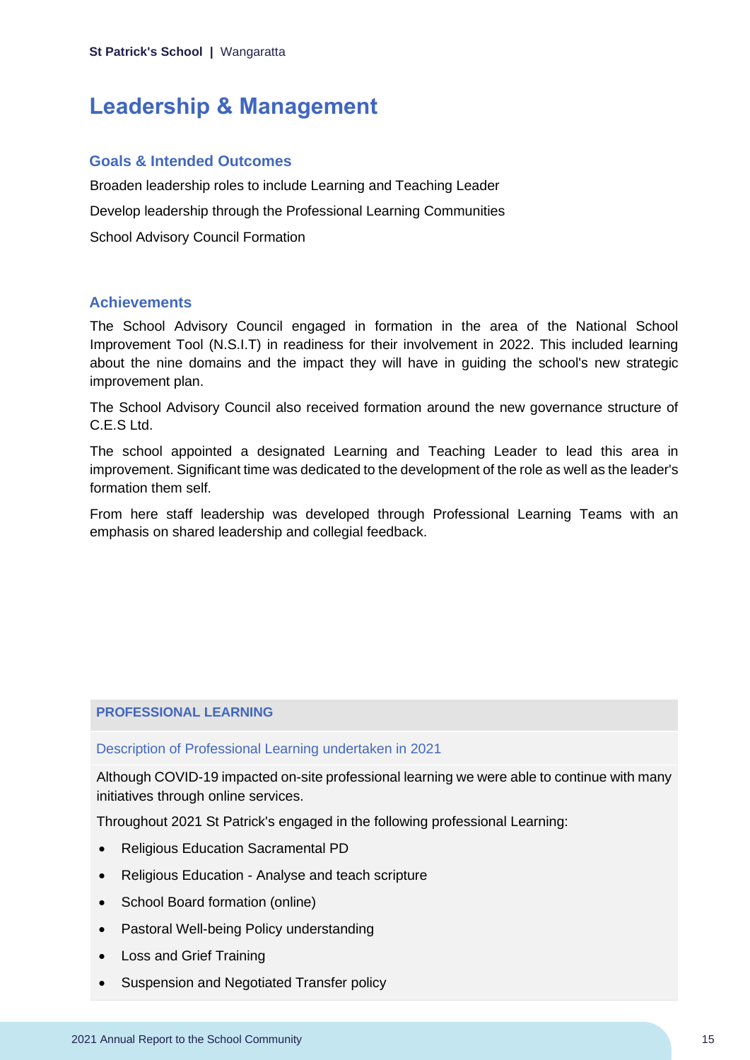# Leadership & Management

## Goals & Intended Outcomes

Broaden leadership roles to include Learning and Teaching Leader

Develop leadership through the Professional Learning Communities

School Advisory Council Formation

## Achievements

The School Advisory Council engaged in formation in the area of the National School Improvement Tool (N.S.I.T) in readiness for their involvement in 2022. This included learning about the nine domains and the impact they will have in guiding the school's new strategic improvement plan.

The School Advisory Council also received formation around the new governance structure of C.E.S Ltd.

The school appointed a designated Learning and Teaching Leader to lead this area in improvement. Significant time was dedicated to the development of the role as well as the leader's formation them self.

From here staff leadership was developed through Professional Learning Teams with an emphasis on shared leadership and collegial feedback.

### PROFESSIONAL LEARNING

Description of Professional Learning undertaken in 2021

Although COVID-19 impacted on-site professional learning we were able to continue with many initiatives through online services.

Throughout 2021 St Patrick's engaged in the following professional Learning:

- Religious Education Sacramental PD
- Religious Education - Analyse and teach scripture
- School Board formation (online)
- Pastoral Well-being Policy understanding
- Loss and Grief Training
- Suspension and Negotiated Transfer policy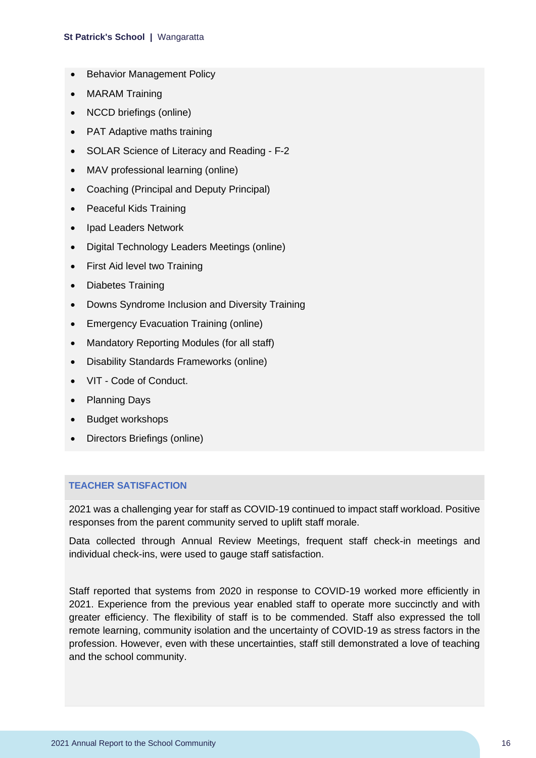- Behavior Management Policy
- MARAM Training
- NCCD briefings (online)
- PAT Adaptive maths training
- SOLAR Science of Literacy and Reading - F-2
- MAV professional learning (online)
- Coaching (Principal and Deputy Principal)
- Peaceful Kids Training
- Ipad Leaders Network
- Digital Technology Leaders Meetings (online)
- First Aid level two Training
- Diabetes Training
- Downs Syndrome Inclusion and Diversity Training
- Emergency Evacuation Training (online)
- Mandatory Reporting Modules (for all staff)
- Disability Standards Frameworks (online)
- VIT - Code of Conduct.
- Planning Days
- Budget workshops
- Directors Briefings (online)

## TEACHER SATISFACTION

2021 was a challenging year for staff as COVID-19 continued to impact staff workload. Positive responses from the parent community served to uplift staff morale.

Data collected through Annual Review Meetings, frequent staff check-in meetings and individual check-ins, were used to gauge staff satisfaction.

Staff reported that systems from 2020 in response to COVID-19 worked more efficiently in 2021. Experience from the previous year enabled staff to operate more succinctly and with greater efficiency. The flexibility of staff is to be commended. Staff also expressed the toll remote learning, community isolation and the uncertainty of COVID-19 as stress factors in the profession. However, even with these uncertainties, staff still demonstrated a love of teaching and the school community.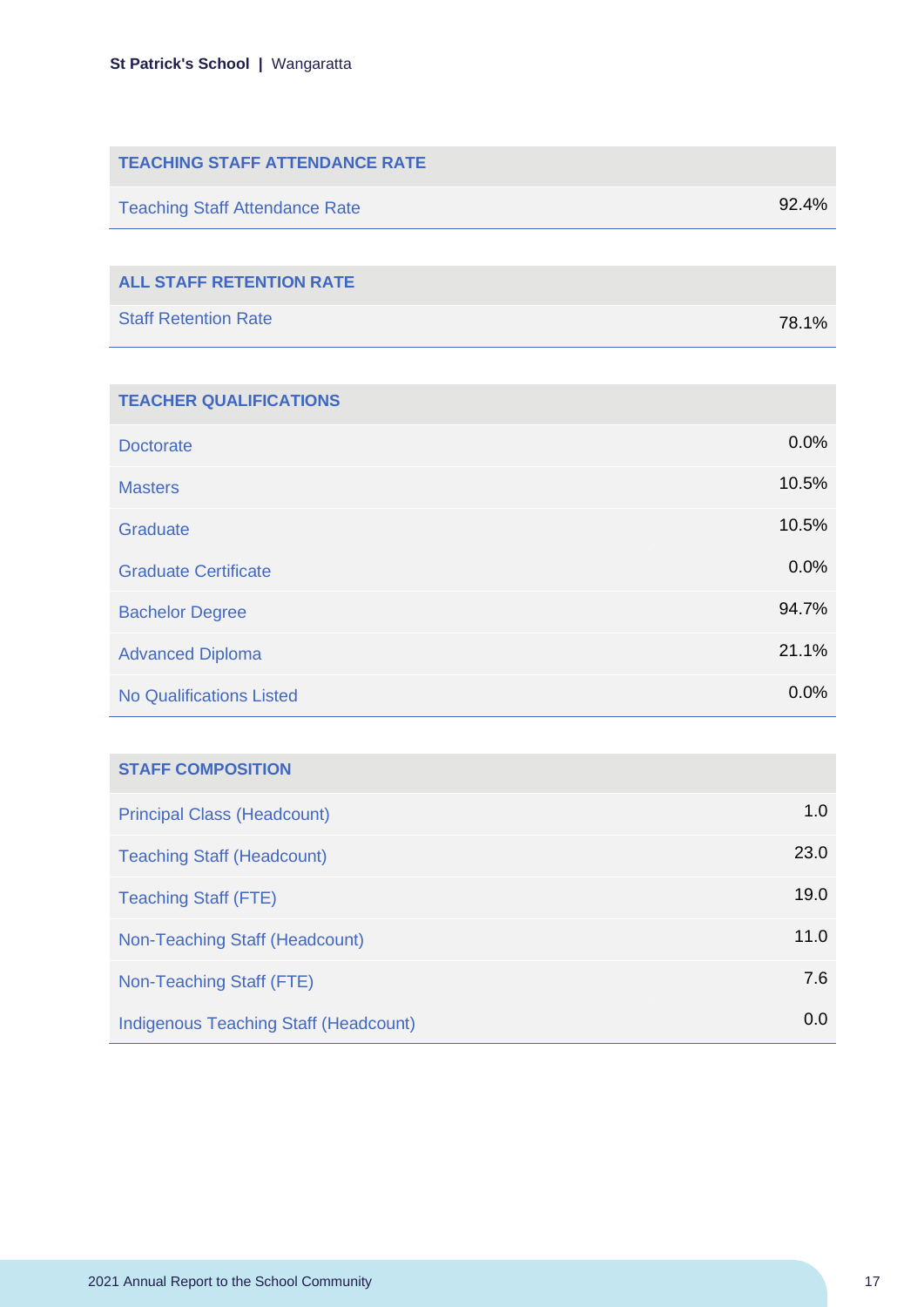| TEACHING STAFF ATTENDANCE RATE | |
| --- | --- |
| Teaching Staff Attendance Rate | 92.4% |

| ALL STAFF RETENTION RATE | |
| --- | --- |
| Staff Retention Rate | 78.1% |

| TEACHER QUALIFICATIONS | |
| --- | --- |
| Doctorate | 0.0% |
| Masters | 10.5% |
| Graduate | 10.5% |
| Graduate Certificate | 0.0% |
| Bachelor Degree | 94.7% |
| Advanced Diploma | 21.1% |
| No Qualifications Listed | 0.0% |

| STAFF COMPOSITION | |
| --- | --- |
| Principal Class (Headcount) | 1.0 |
| Teaching Staff (Headcount) | 23.0 |
| Teaching Staff (FTE) | 19.0 |
| Non-Teaching Staff (Headcount) | 11.0 |
| Non-Teaching Staff (FTE) | 7.6 |
| Indigenous Teaching Staff (Headcount) | 0.0 |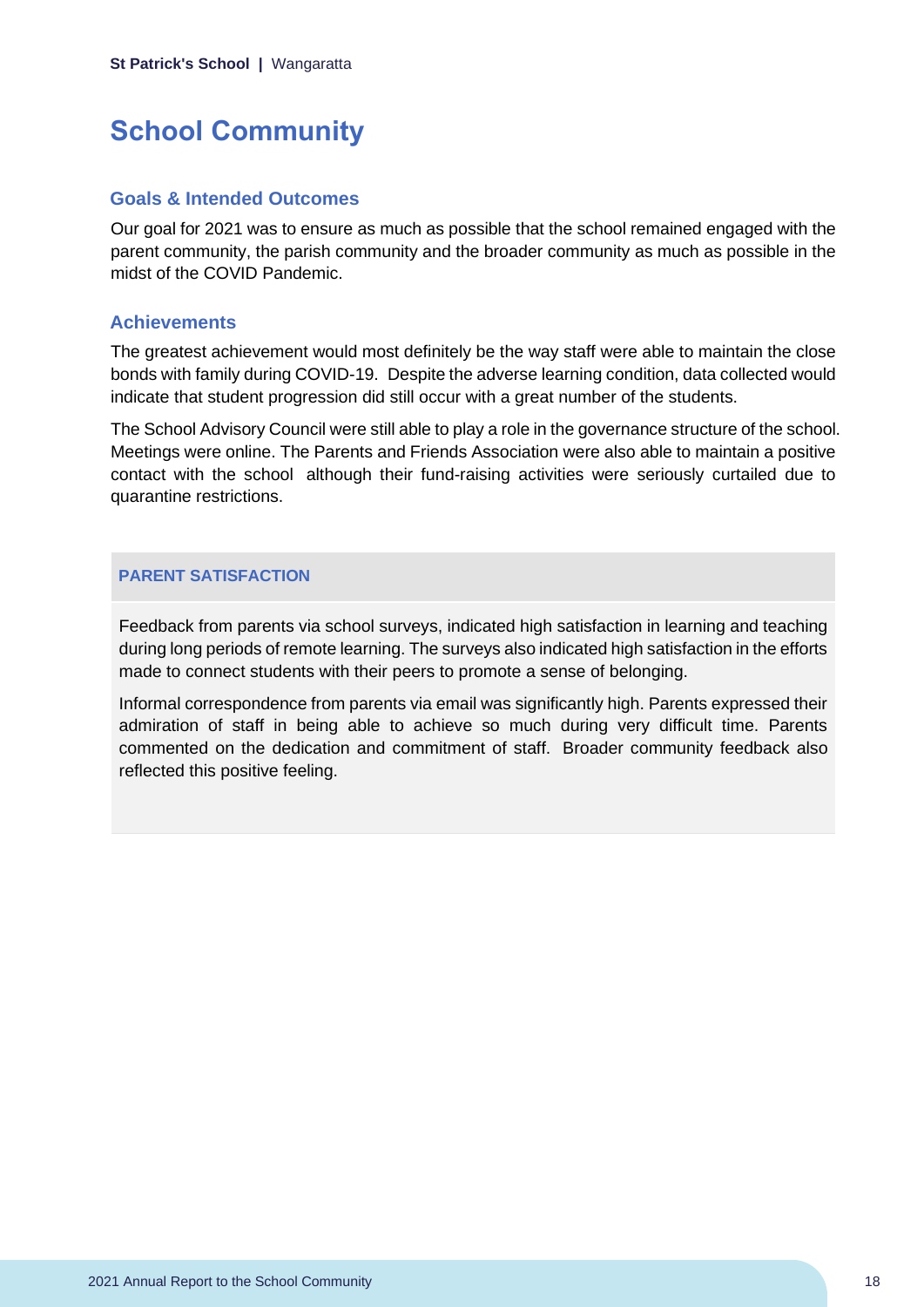# School Community

## Goals & Intended Outcomes

Our goal for 2021 was to ensure as much as possible that the school remained engaged with the parent community, the parish community and the broader community as much as possible in the midst of the COVID Pandemic.

## Achievements

The greatest achievement would most definitely be the way staff were able to maintain the close bonds with family during COVID-19. Despite the adverse learning condition, data collected would indicate that student progression did still occur with a great number of the students.

The School Advisory Council were still able to play a role in the governance structure of the school. Meetings were online. The Parents and Friends Association were also able to maintain a positive contact with the school although their fund-raising activities were seriously curtailed due to quarantine restrictions.

### PARENT SATISFACTION

Feedback from parents via school surveys, indicated high satisfaction in learning and teaching during long periods of remote learning. The surveys also indicated high satisfaction in the efforts made to connect students with their peers to promote a sense of belonging.

Informal correspondence from parents via email was significantly high. Parents expressed their admiration of staff in being able to achieve so much during very difficult time. Parents commented on the dedication and commitment of staff. Broader community feedback also reflected this positive feeling.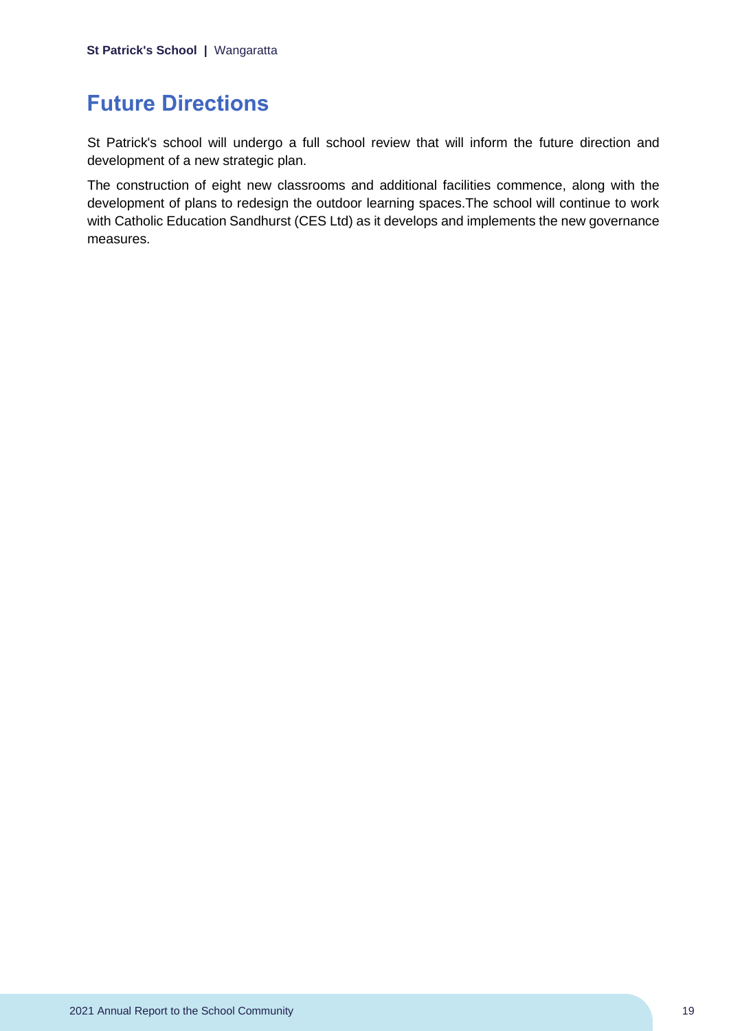## Future Directions

St Patrick's school will undergo a full school review that will inform the future direction and development of a new strategic plan.

The construction of eight new classrooms and additional facilities commence, along with the development of plans to redesign the outdoor learning spaces.The school will continue to work with Catholic Education Sandhurst (CES Ltd) as it develops and implements the new governance measures.